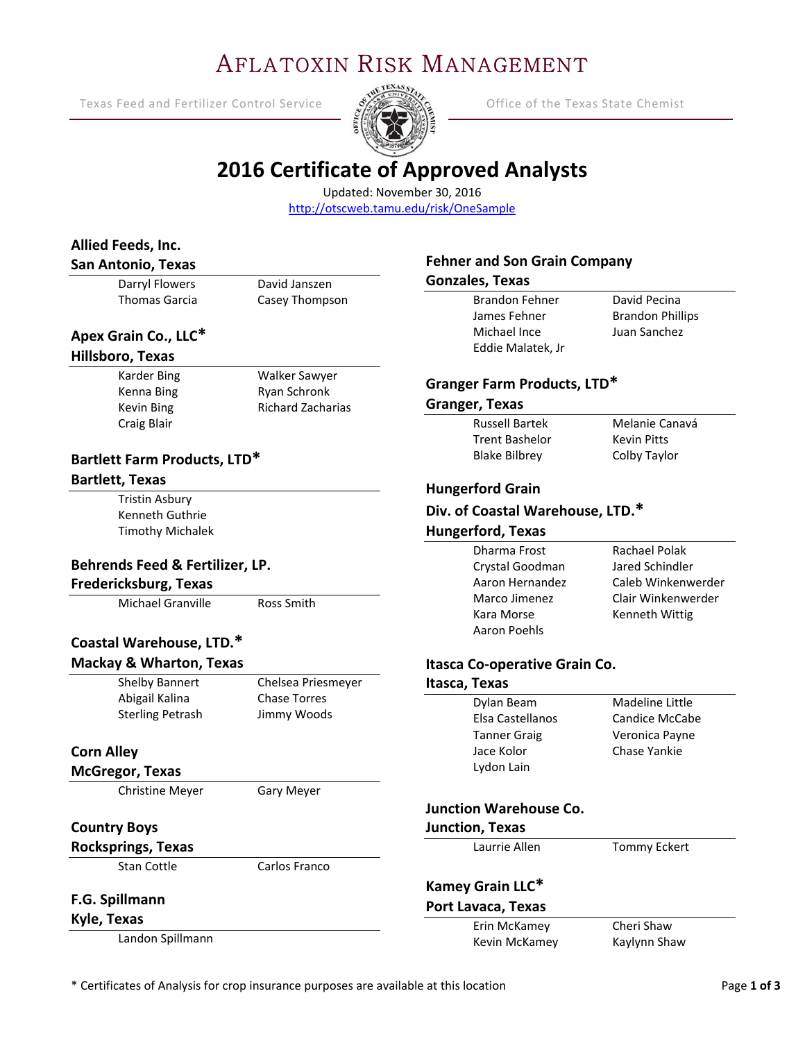# Aflatoxin Risk Management

Texas Feed and Fertilizer Control Service — Office of the Texas State Chemist

## 2016 Certificate of Approved Analysts

Updated: November 30, 2016

http://otscweb.tamu.edu/risk/OneSample

### Allied Feeds, Inc.
### San Antonio, Texas

Darryl Flowers  
Thomas Garcia  
David Janszen  
Casey Thompson

### Apex Grain Co., LLC*
### Hillsboro, Texas

Karder Bing  
Kenna Bing  
Kevin Bing  
Craig Blair  
Walker Sawyer  
Ryan Schronk  
Richard Zacharias

### Bartlett Farm Products, LTD*
### Bartlett, Texas

Tristin Asbury  
Kenneth Guthrie  
Timothy Michalek

### Behrends Feed & Fertilizer, LP.
### Fredericksburg, Texas

Michael Granville  
Ross Smith

### Coastal Warehouse, LTD.*
### Mackay & Wharton, Texas

Shelby Bannert  
Abigail Kalina  
Sterling Petrash  
Chelsea Priesmeyer  
Chase Torres  
Jimmy Woods

### Corn Alley
### McGregor, Texas

Christine Meyer  
Gary Meyer

### Country Boys
### Rocksprings, Texas

Stan Cottle  
Carlos Franco

### F.G. Spillmann
### Kyle, Texas

Landon Spillmann

### Fehner and Son Grain Company
### Gonzales, Texas

Brandon Fehner  
James Fehner  
Michael Ince  
Eddie Malatek, Jr  
David Pecina  
Brandon Phillips  
Juan Sanchez

### Granger Farm Products, LTD*
### Granger, Texas

Russell Bartek  
Trent Bashelor  
Blake Bilbrey  
Melanie Canavá  
Kevin Pitts  
Colby Taylor

### Hungerford Grain
### Div. of Coastal Warehouse, LTD.*
### Hungerford, Texas

Dharma Frost  
Crystal Goodman  
Aaron Hernandez  
Marco Jimenez  
Kara Morse  
Aaron Poehls  
Rachael Polak  
Jared Schindler  
Caleb Winkenwerder  
Clair Winkenwerder  
Kenneth Wittig

### Itasca Co-operative Grain Co.
### Itasca, Texas

Dylan Beam  
Elsa Castellanos  
Tanner Graig  
Jace Kolor  
Lydon Lain  
Madeline Little  
Candice McCabe  
Veronica Payne  
Chase Yankie

### Junction Warehouse Co.
### Junction, Texas

Laurrie Allen  
Tommy Eckert

### Kamey Grain LLC*
### Port Lavaca, Texas

Erin McKamey  
Kevin McKamey  
Cheri Shaw  
Kaylynn Shaw

\* Certificates of Analysis for crop insurance purposes are available at this location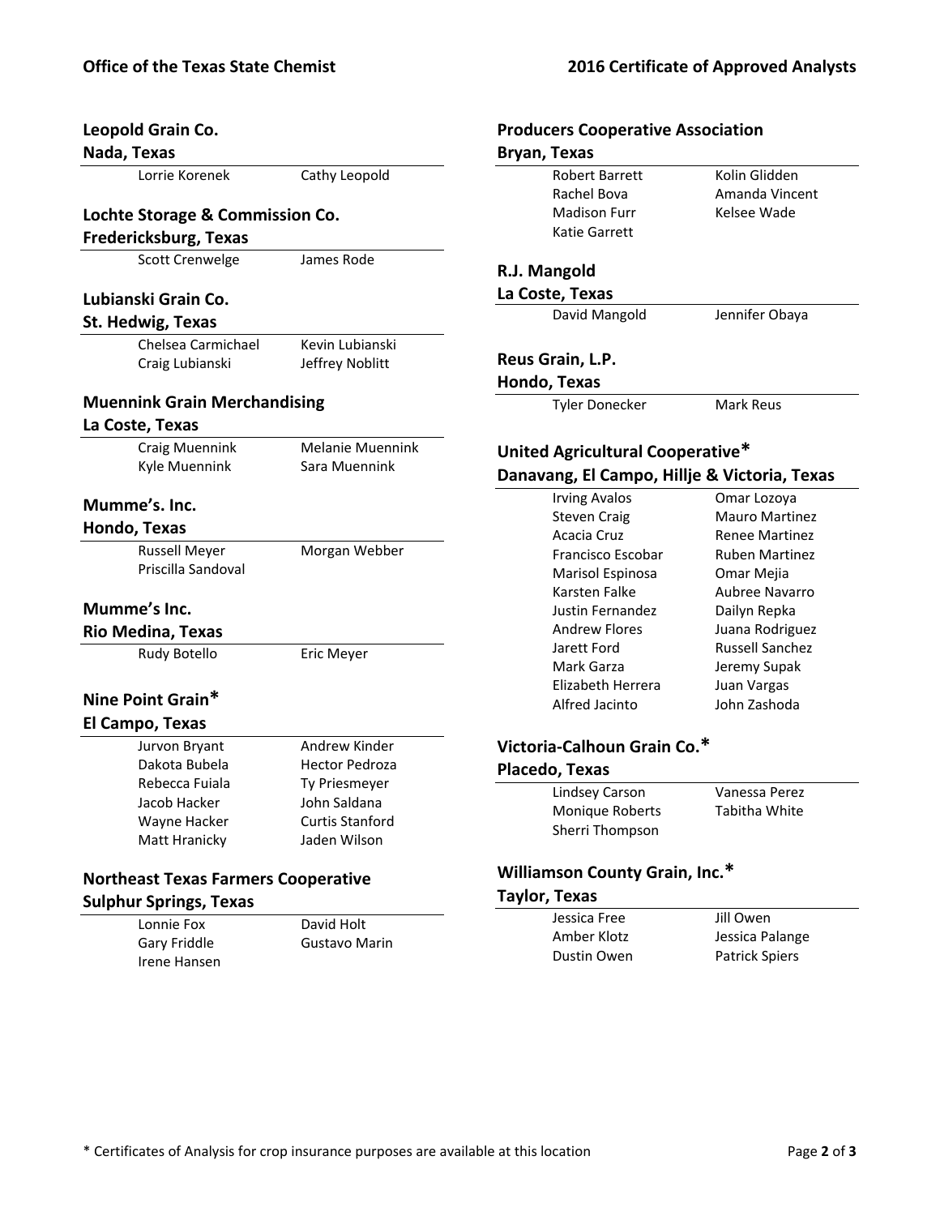## Leopold Grain Co.
**Nada, Texas**

| | |
|---|---|
| Lorrie Korenek | Cathy Leopold |

## Lochte Storage & Commission Co.
**Fredericksburg, Texas**

| | |
|---|---|
| Scott Crenwelge | James Rode |

## Lubianski Grain Co.
**St. Hedwig, Texas**

| | |
|---|---|
| Chelsea Carmichael | Kevin Lubianski |
| Craig Lubianski | Jeffrey Noblitt |

## Muennink Grain Merchandising
**La Coste, Texas**

| | |
|---|---|
| Craig Muennink | Melanie Muennink |
| Kyle Muennink | Sara Muennink |

## Mumme's. Inc.
**Hondo, Texas**

| | |
|---|---|
| Russell Meyer | Morgan Webber |
| Priscilla Sandoval | |

## Mumme's Inc.
**Rio Medina, Texas**

| | |
|---|---|
| Rudy Botello | Eric Meyer |

## Nine Point Grain*
**El Campo, Texas**

| | |
|---|---|
| Jurvon Bryant | Andrew Kinder |
| Dakota Bubela | Hector Pedroza |
| Rebecca Fuiala | Ty Priesmeyer |
| Jacob Hacker | John Saldana |
| Wayne Hacker | Curtis Stanford |
| Matt Hranicky | Jaden Wilson |

## Northeast Texas Farmers Cooperative
**Sulphur Springs, Texas**

| | |
|---|---|
| Lonnie Fox | David Holt |
| Gary Friddle | Gustavo Marin |
| Irene Hansen | |

## Producers Cooperative Association
**Bryan, Texas**

| | |
|---|---|
| Robert Barrett | Kolin Glidden |
| Rachel Bova | Amanda Vincent |
| Madison Furr | Kelsee Wade |
| Katie Garrett | |

## R.J. Mangold
**La Coste, Texas**

| | |
|---|---|
| David Mangold | Jennifer Obaya |

## Reus Grain, L.P.
**Hondo, Texas**

| | |
|---|---|
| Tyler Donecker | Mark Reus |

## United Agricultural Cooperative*
**Danavang, El Campo, Hillje & Victoria, Texas**

| | |
|---|---|
| Irving Avalos | Omar Lozoya |
| Steven Craig | Mauro Martinez |
| Acacia Cruz | Renee Martinez |
| Francisco Escobar | Ruben Martinez |
| Marisol Espinosa | Omar Mejia |
| Karsten Falke | Aubree Navarro |
| Justin Fernandez | Dailyn Repka |
| Andrew Flores | Juana Rodriguez |
| Jarett Ford | Russell Sanchez |
| Mark Garza | Jeremy Supak |
| Elizabeth Herrera | Juan Vargas |
| Alfred Jacinto | John Zashoda |

## Victoria-Calhoun Grain Co.*
**Placedo, Texas**

| | |
|---|---|
| Lindsey Carson | Vanessa Perez |
| Monique Roberts | Tabitha White |
| Sherri Thompson | |

## Williamson County Grain, Inc.*
**Taylor, Texas**

| | |
|---|---|
| Jessica Free | Jill Owen |
| Amber Klotz | Jessica Palange |
| Dustin Owen | Patrick Spiers |

\* Certificates of Analysis for crop insurance purposes are available at this location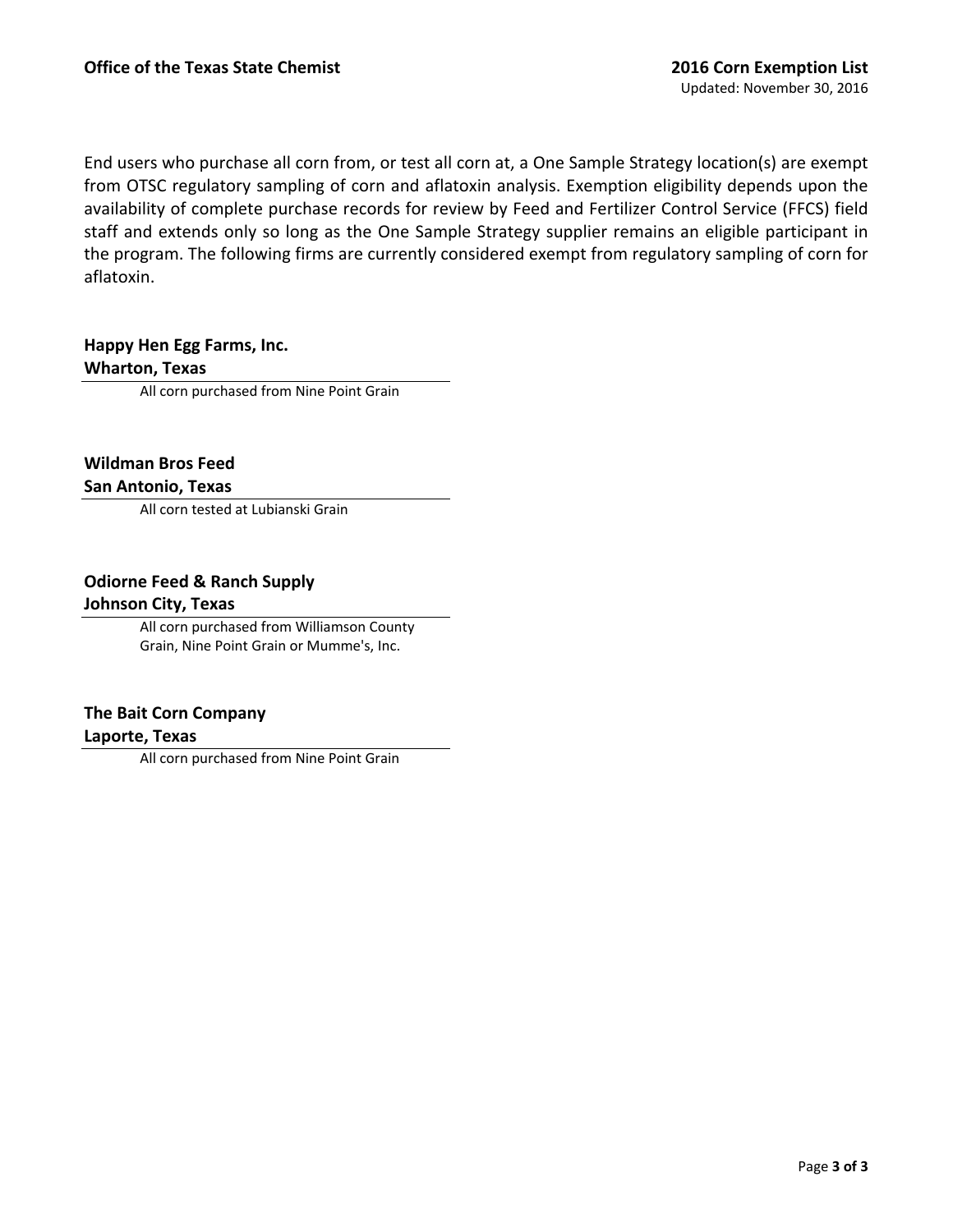End users who purchase all corn from, or test all corn at, a One Sample Strategy location(s) are exempt from OTSC regulatory sampling of corn and aflatoxin analysis. Exemption eligibility depends upon the availability of complete purchase records for review by Feed and Fertilizer Control Service (FFCS) field staff and extends only so long as the One Sample Strategy supplier remains an eligible participant in the program. The following firms are currently considered exempt from regulatory sampling of corn for aflatoxin.

**Happy Hen Egg Farms, Inc.**
**Wharton, Texas**

All corn purchased from Nine Point Grain

**Wildman Bros Feed**
**San Antonio, Texas**

All corn tested at Lubianski Grain

**Odiorne Feed & Ranch Supply**
**Johnson City, Texas**

All corn purchased from Williamson County Grain, Nine Point Grain or Mumme's, Inc.

**The Bait Corn Company**
**Laporte, Texas**

All corn purchased from Nine Point Grain